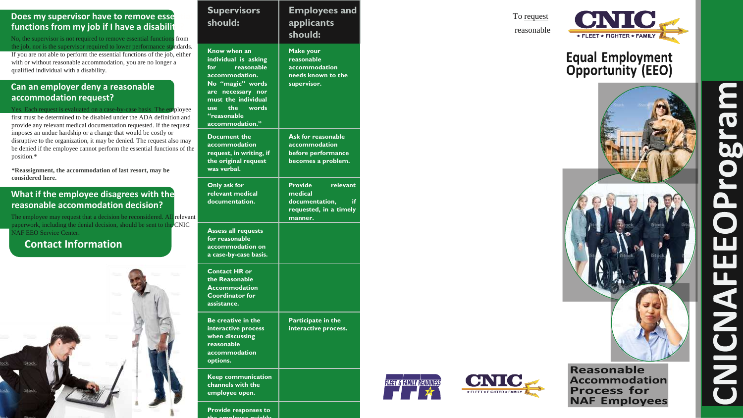## Does my supervisor have to remove essential functions from my job if I have a disability?

No, the supervisor is not required to remove essential functions from the job, nor is the supervisor required to lower performance standards. If you are not able to perform the essential functions of the job, either with or without reasonable accommodation, you are no longer a qualified individual with a disability.

## Can an employer deny a reasonable accommodation request?

Yes. Each request is evaluated on a case-by-case basis. The employee first must be determined to be disabled under the ADA definition and provide any relevant medical documentation requested. If the request imposes an undue hardship or a change that would be costly or disruptive to the organization, it may be denied. The request also may be denied if the employee cannot perform the essential functions of the position.*

***Reassignment, the accommodation of last resort, may be considered here.**

## What if the employee disagrees with the reasonable accommodation decision?

The employee may request that a decision be reconsidered. All relevant paperwork, including the denial decision, should be sent to the CNIC NAF EEO Service Center.

## Contact Information

| Supervisors should: | Employees and applicants should: |
|---|---|
| **Know when an individual is asking for reasonable accommodation. No "magic" words are necessary nor must the individual use the words "reasonable accommodation."** | **Make your reasonable accommodation needs known to the supervisor.** |
| **Document the accommodation request, in writing, if the original request was verbal.** | **Ask for reasonable accommodation before performance becomes a problem.** |
| **Only ask for relevant medical documentation.** | **Provide relevant medical documentation, if requested, in a timely manner.** |
| **Assess all requests for reasonable accommodation on a case-by-case basis.** | |
| **Contact HR or the Reasonable Accommodation Coordinator for assistance.** | |
| **Be creative in the interactive process when discussing reasonable accommodation options.** | **Participate in the interactive process.** |
| **Keep communication channels with the employee open.** | |
| **Provide responses to the employee quickly** | |

To request reasonable

CNIC ★ FLEET ★ FIGHTER ★ FAMILY

# Equal Employment Opportunity (EEO)

## Reasonable Accommodation Process for NAF Employees

CNICNAFEEOProgram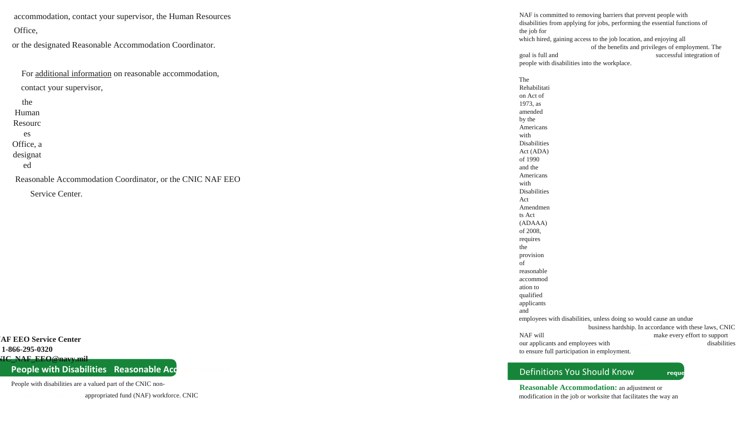accommodation, contact your supervisor, the Human Resources Office, or the designated Reasonable Accommodation Coordinator.

For additional information on reasonable accommodation, contact your supervisor, the Human Resources Office, a designated Reasonable Accommodation Coordinator, or the CNIC NAF EEO Service Center.

**NAF EEO Service Center**
**1-866-295-0320**
**CNIC_NAF_EEO@navy.mil**

## People with Disabilities Reasonable Acc

People with disabilities are a valued part of the CNIC non-appropriated fund (NAF) workforce. CNIC NAF is committed to removing barriers that prevent people with disabilities from applying for jobs, performing the essential functions of the job for which hired, gaining access to the job location, and enjoying all of the benefits and privileges of employment. The goal is full and successful integration of people with disabilities into the workplace.

The Rehabilitation Act of 1973, as amended by the Americans with Disabilities Act (ADA) of 1990 and the Americans with Disabilities Act Amendments Act (ADAAA) of 2008, requires the provision of reasonable accommodation to qualified applicants and employees with disabilities, unless doing so would cause an undue business hardship. In accordance with these laws, CNIC NAF will make every effort to support our applicants and employees with disabilities to ensure full participation in employment.

## Definitions You Should Know

**Reasonable Accommodation:** an adjustment or modification in the job or worksite that facilitates the way an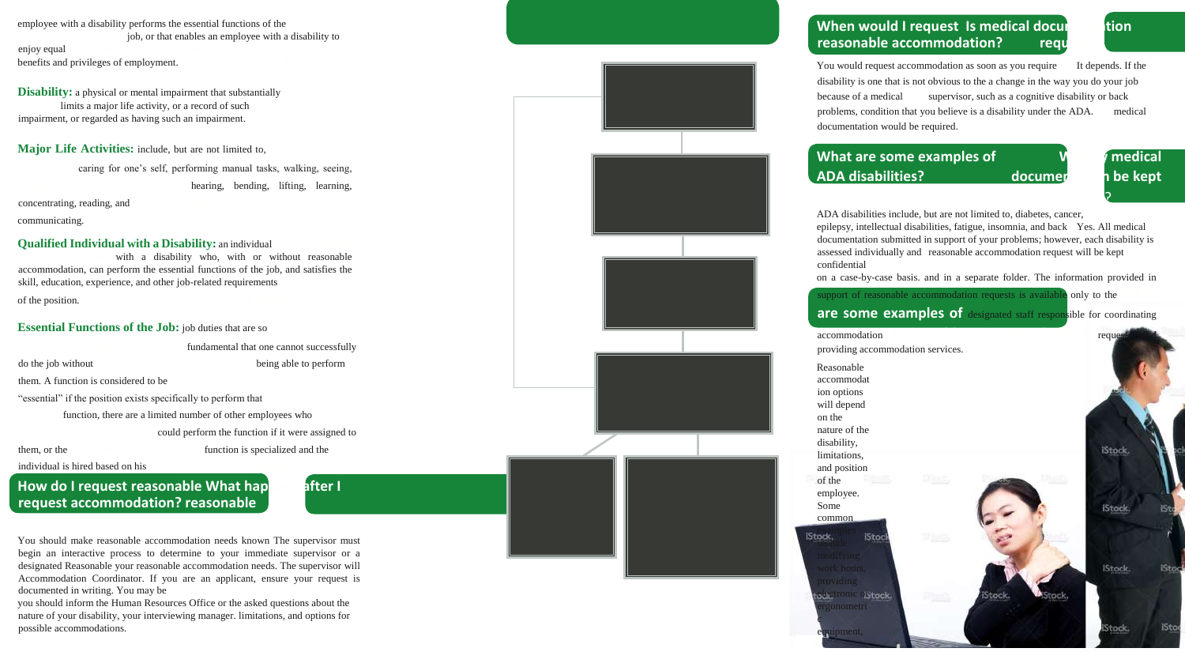employee with a disability performs the essential functions of the job, or that enables an employee with a disability to enjoy equal benefits and privileges of employment.

**Disability:** a physical or mental impairment that substantially limits a major life activity, or a record of such impairment, or regarded as having such an impairment.

**Major Life Activities:** include, but are not limited to, caring for one's self, performing manual tasks, walking, seeing, hearing, bending, lifting, learning, concentrating, reading, and communicating.

**Qualified Individual with a Disability:** an individual with a disability who, with or without reasonable accommodation, can perform the essential functions of the job, and satisfies the skill, education, experience, and other job-related requirements of the position.

**Essential Functions of the Job:** job duties that are so fundamental that one cannot successfully do the job without being able to perform them. A function is considered to be "essential" if the position exists specifically to perform that function, there are a limited number of other employees who could perform the function if it were assigned to them, or the function is specialized and the individual is hired based on his

## How do I request reasonable accommodation?

You should make reasonable accommodation needs known to your immediate supervisor or a designated Reasonable Accommodation Coordinator. If you are an applicant, you should inform the Human Resources Office or the interviewing manager.

## What happens after I request reasonable accommodation?

The supervisor must begin an interactive process to determine your reasonable accommodation needs. The supervisor will ensure your request is documented in writing. You may be asked questions about the nature of your disability, your limitations, and options for possible accommodations.

## When would I request reasonable accommodation?

You would request accommodation as soon as you require a change in the way you do your job because of a medical condition that you believe is a disability under the ADA.

## Is medical documentation required?

It depends. If the disability is one that is not obvious to the supervisor, such as a cognitive disability or back problems, medical documentation would be required.

## What are some examples of ADA disabilities?

ADA disabilities include, but are not limited to, diabetes, cancer, epilepsy, intellectual disabilities, fatigue, insomnia, and back problems; however, each disability is assessed individually and on a case-by-case basis.

## Will my medical documentation be kept confidential?

Yes. All medical documentation submitted in support of your reasonable accommodation request will be kept confidential and in a separate folder. The information provided in support of reasonable accommodation requests is available only to the designated staff responsible for coordinating accommodation requests and providing accommodation services.

## What are some examples of reasonable accommodation?

Reasonable accommodation options will depend on the nature of the disability, limitations, and position of the employee. Some common examples include modifying work hours, providing electronic or ergonometric equipment,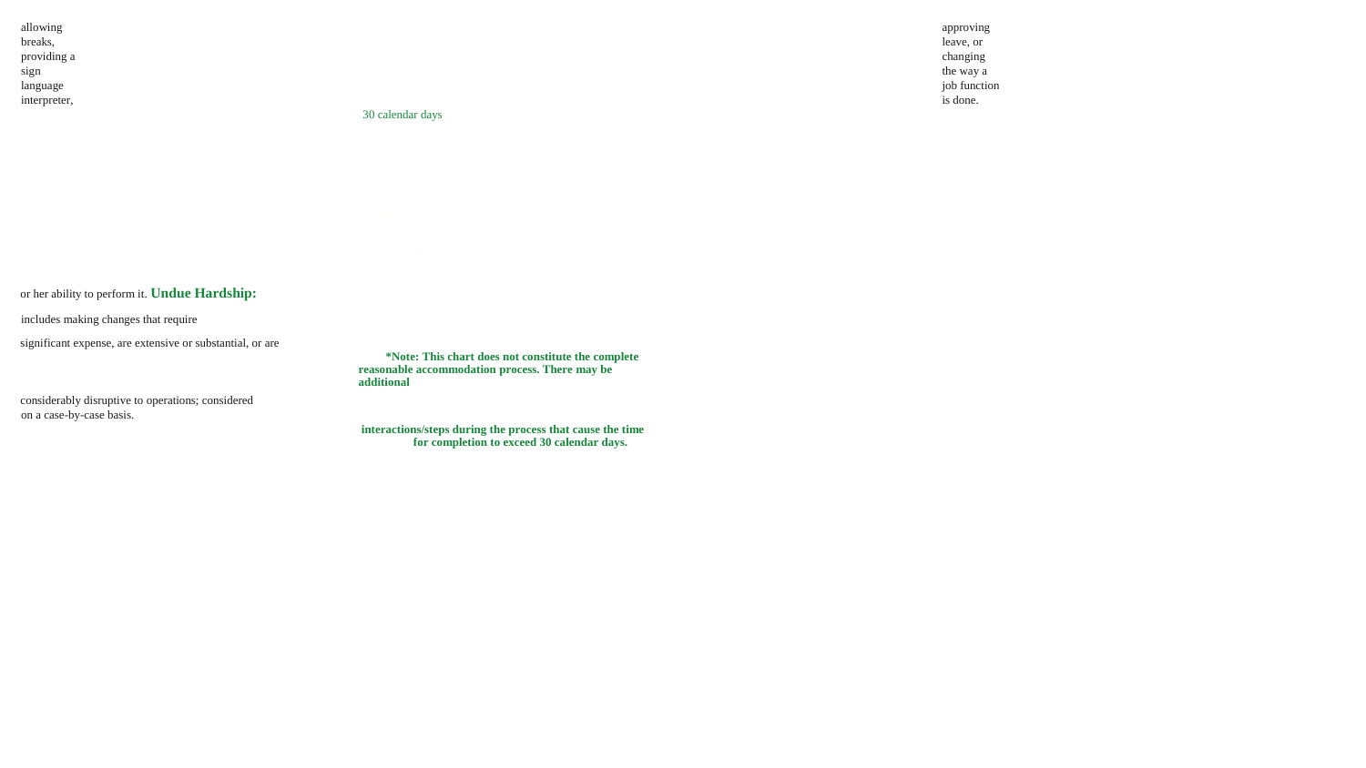allowing breaks, providing a sign language interpreter,

approving leave, or changing the way a job function is done.

30 calendar days

or her ability to perform it. **Undue Hardship:**

includes making changes that require significant expense, are extensive or substantial, or are considerably disruptive to operations; considered on a case-by-case basis.

***Note: This chart does not constitute the complete reasonable accommodation process. There may be additional interactions/steps during the process that cause the time for completion to exceed 30 calendar days.**